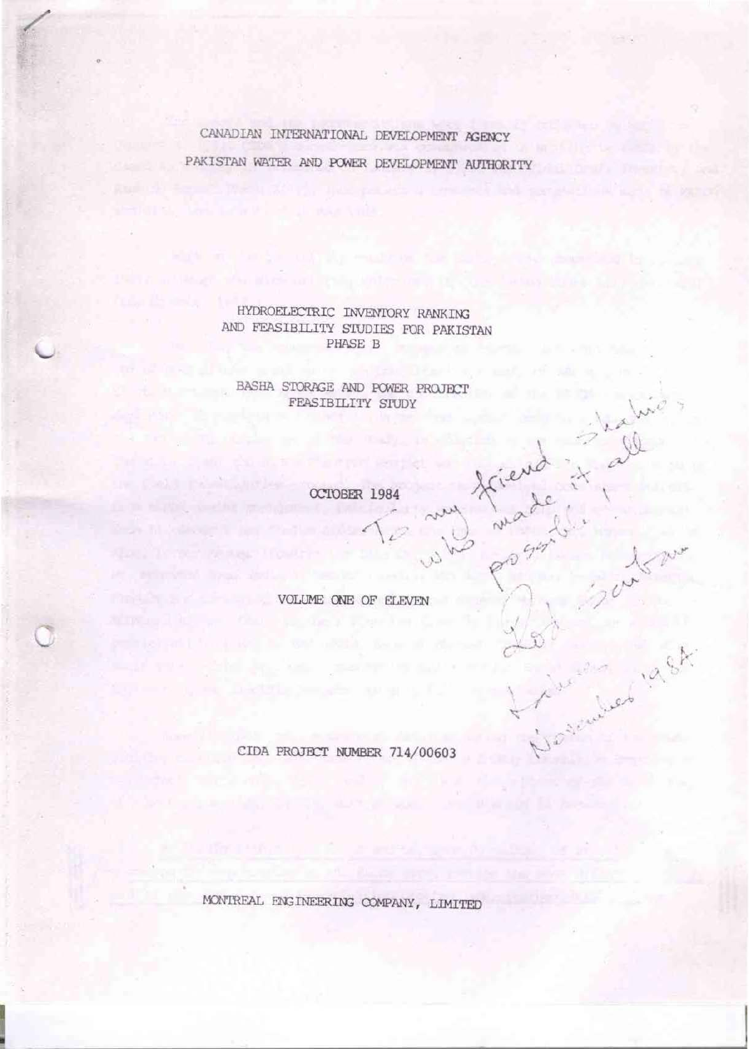CANADIAN INTERNATIONAL DEVELOPMENT AGENCY

PAKISTAN WATER AND POWER DEVELOPMENT AUTHORITY

# HYDROELECTRIC INVENTORY RANKING AND FEASIBILITY STUDIES FOR PAKISTAN

## PHASE B

## BASHA STORAGE AND POWER PROJECT FEASIBILITY STUDY

OCTOBER 1984

To my friend Shahid who made it all possible. Rod Sutton. Lahore November 1984.

VOLUME ONE OF ELEVEN

CIDA PROJECT NUMBER 714/00603

MONTREAL ENGINEERING COMPANY, LIMITED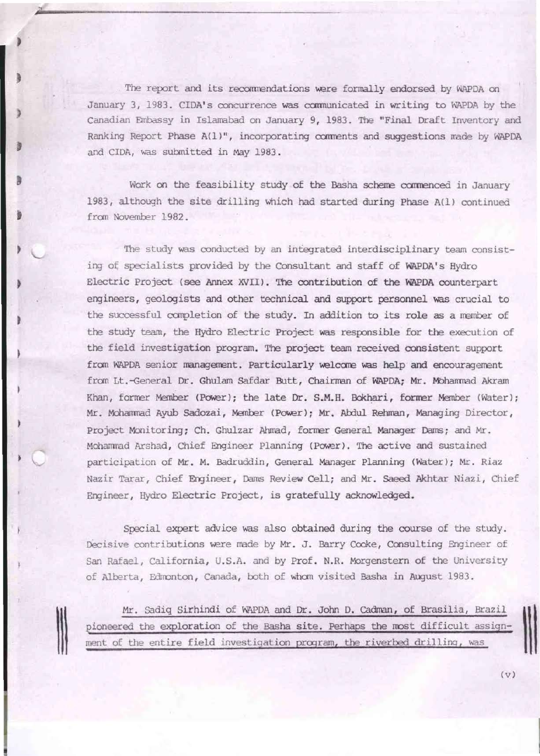The report and its recommendations were formally endorsed by WAPDA on January 3, 1983. CIDA's concurrence was communicated in writing to WAPDA by the Canadian Embassy in Islamabad on January 9, 1983. The "Final Draft Inventory and Ranking Report Phase A(1)", incorporating comments and suggestions made by WAPDA and CIDA, was submitted in May 1983.

Work on the feasibility study of the Basha scheme commenced in January 1983, although the site drilling which had started during Phase A(1) continued from November 1982.

The study was conducted by an integrated interdisciplinary team consisting of specialists provided by the Consultant and staff of WAPDA's Hydro Electric Project (see Annex XVII). The contribution of the WAPDA counterpart engineers, geologists and other technical and support personnel was crucial to the successful completion of the study. In addition to its role as a member of the study team, the Hydro Electric Project was responsible for the execution of the field investigation program. The project team received consistent support from WAPDA senior management. Particularly welcome was help and encouragement from Lt.-General Dr. Ghulam Safdar Butt, Chairman of WAPDA; Mr. Mohammad Akram Khan, former Member (Power); the late Dr. S.M.H. Bokhari, former Member (Water); Mr. Mohammad Ayub Sadozai, Member (Power); Mr. Abdul Rehman, Managing Director, Project Monitoring; Ch. Ghulzar Ahmad, former General Manager Dams; and Mr. Mohammad Arshad, Chief Engineer Planning (Power). The active and sustained participation of Mr. M. Badruddin, General Manager Planning (Water); Mr. Riaz Nazir Tarar, Chief Engineer, Dams Review Cell; and Mr. Saeed Akhtar Niazi, Chief Engineer, Hydro Electric Project, is gratefully acknowledged.

Special expert advice was also obtained during the course of the study. Decisive contributions were made by Mr. J. Barry Cooke, Consulting Engineer of San Rafael, California, U.S.A. and by Prof. N.R. Morgenstern of the University of Alberta, Edmonton, Canada, both of whom visited Basha in August 1983.

Mr. Sadiq Sirhindi of WAPDA and Dr. John D. Cadman, of Brasilia, Brazil pioneered the exploration of the Basha site. Perhaps the most difficult assignment of the entire field investigation program, the riverbed drilling, was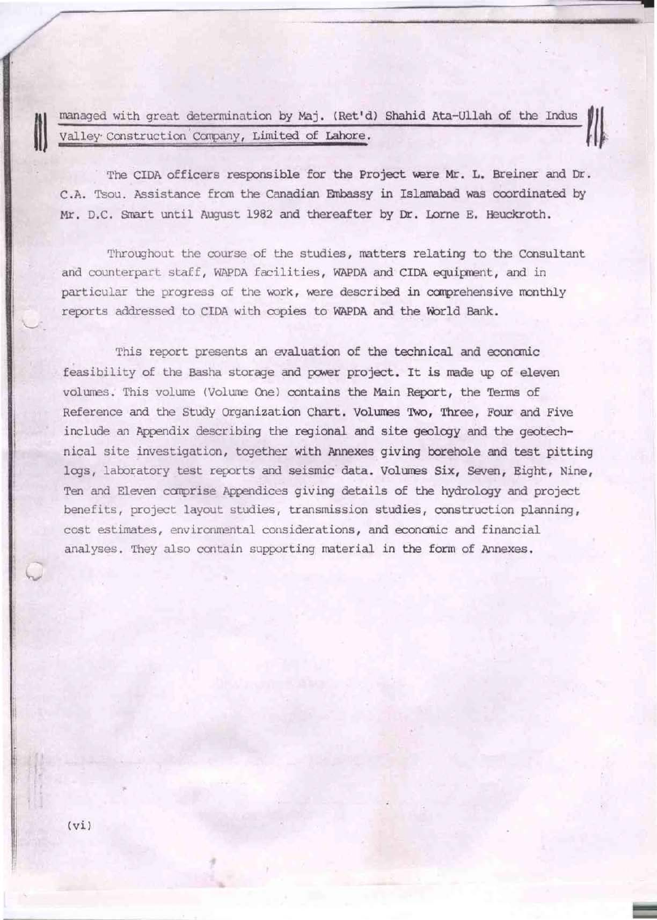managed with great determination by Maj. (Ret'd) Shahid Ata-Ullah of the Indus Valley Construction Company, Limited of Lahore.

The CIDA officers responsible for the Project were Mr. L. Breiner and Dr. C.A. Tsou. Assistance from the Canadian Embassy in Islamabad was coordinated by Mr. D.C. Smart until August 1982 and thereafter by Dr. Lorne E. Heuckroth.

Throughout the course of the studies, matters relating to the Consultant and counterpart staff, WAPDA facilities, WAPDA and CIDA equipment, and in particular the progress of the work, were described in comprehensive monthly reports addressed to CIDA with copies to WAPDA and the World Bank.

This report presents an evaluation of the technical and economic feasibility of the Basha storage and power project. It is made up of eleven volumes. This volume (Volume One) contains the Main Report, the Terms of Reference and the Study Organization Chart. Volumes Two, Three, Four and Five include an Appendix describing the regional and site geology and the geotechnical site investigation, together with Annexes giving borehole and test pitting logs, laboratory test reports and seismic data. Volumes Six, Seven, Eight, Nine, Ten and Eleven comprise Appendices giving details of the hydrology and project benefits, project layout studies, transmission studies, construction planning, cost estimates, environmental considerations, and economic and financial analyses. They also contain supporting material in the form of Annexes.